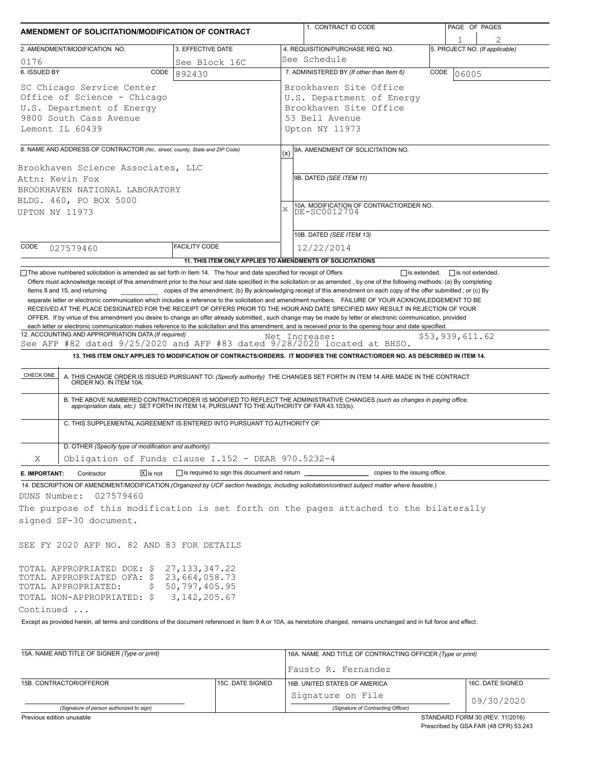# AMENDMENT OF SOLICITATION/MODIFICATION OF CONTRACT

| 1. CONTRACT ID CODE | PAGE OF PAGES |
|---|---|
| | 1 2 |

| 2. AMENDMENT/MODIFICATION NO. | 3. EFFECTIVE DATE | 4. REQUISITION/PURCHASE REQ. NO. | 5. PROJECT NO. (If applicable) |
|---|---|---|---|
| 0176 | See Block 16C | See Schedule | |

| 6. ISSUED BY CODE 892430 | 7. ADMINISTERED BY (If other than Item 6) CODE 06005 |
|---|---|
| SC Chicago Service Center<br>Office of Science - Chicago<br>U.S. Department of Energy<br>9800 South Cass Avenue<br>Lemont IL 60439 | Brookhaven Site Office<br>U.S. Department of Energy<br>Brookhaven Site Office<br>53 Bell Avenue<br>Upton NY 11973 |

8. NAME AND ADDRESS OF CONTRACTOR (No., street, county, State and ZIP Code)

Brookhaven Science Associates, LLC
Attn: Kevin Fox
BROOKHAVEN NATIONAL LABORATORY
BLDG. 460, PO BOX 5000
UPTON NY 11973

CODE 027579460 | FACILITY CODE

(x) 9A. AMENDMENT OF SOLICITATION NO.

9B. DATED (SEE ITEM 11)

X 10A. MODIFICATION OF CONTRACT/ORDER NO. DE-SC0012704

10B. DATED (SEE ITEM 13) 12/22/2014

**11. THIS ITEM ONLY APPLIES TO AMENDMENTS OF SOLICITATIONS**

☐ The above numbered solicitation is amended as set forth in Item 14. The hour and date specified for receipt of Offers ☐ is extended, ☐ is not extended.

Offers must acknowledge receipt of this amendment prior to the hour and date specified in the solicitation or as amended, by one of the following methods: (a) By completing Items 8 and 15, and returning __________ copies of the amendment; (b) By acknowledging receipt of this amendment on each copy of the offer submitted ; or (c) By separate letter or electronic communication which includes a reference to the solicitation and amendment numbers. FAILURE OF YOUR ACKNOWLEDGEMENT TO BE RECEIVED AT THE PLACE DESIGNATED FOR THE RECEIPT OF OFFERS PRIOR TO THE HOUR AND DATE SPECIFIED MAY RESULT IN REJECTION OF YOUR OFFER. If by virtue of this amendment you desire to change an offer already submitted, such change may be made by letter or electronic communication, provided each letter or electronic communication makes reference to the solicitation and this amendment, and is received prior to the opening hour and date specified.

12. ACCOUNTING AND APPROPRIATION DATA (If required) Net Increase: $53,939,611.62
See AFP #82 dated 9/25/2020 and AFP #83 dated 9/28/2020 located at BHSO.

**13. THIS ITEM ONLY APPLIES TO MODIFICATION OF CONTRACTS/ORDERS. IT MODIFIES THE CONTRACT/ORDER NO. AS DESCRIBED IN ITEM 14.**

| CHECK ONE | |
|---|---|
| | A. THIS CHANGE ORDER IS ISSUED PURSUANT TO: (Specify authority) THE CHANGES SET FORTH IN ITEM 14 ARE MADE IN THE CONTRACT ORDER NO. IN ITEM 10A. |
| | B. THE ABOVE NUMBERED CONTRACT/ORDER IS MODIFIED TO REFLECT THE ADMINISTRATIVE CHANGES (such as changes in paying office, appropriation data, etc.) SET FORTH IN ITEM 14, PURSUANT TO THE AUTHORITY OF FAR 43.103(b). |
| | C. THIS SUPPLEMENTAL AGREEMENT IS ENTERED INTO PURSUANT TO AUTHORITY OF: |
| X | D. OTHER (Specify type of modification and authority)<br>Obligation of Funds clause I.152 - DEAR 970.5232-4 |

E. IMPORTANT: Contractor ☒ is not ☐ is required to sign this document and return __________ copies to the issuing office.

14. DESCRIPTION OF AMENDMENT/MODIFICATION (Organized by UCF section headings, including solicitation/contract subject matter where feasible.)

DUNS Number: 027579460

The purpose of this modification is set forth on the pages attached to the bilaterally signed SF-30 document.

SEE FY 2020 AFP NO. 82 AND 83 FOR DETAILS

TOTAL APPROPRIATED DOE: $ 27,133,347.22
TOTAL APPROPRIATED OFA: $ 23,664,058.73
TOTAL APPROPRIATED: $ 50,797,405.95
TOTAL NON-APPROPRIATED: $ 3,142,205.67

Continued ...

Except as provided herein, all terms and conditions of the document referenced in Item 9 A or 10A, as heretofore changed, remains unchanged and in full force and effect.

| 15A. NAME AND TITLE OF SIGNER (Type or print) | | 16A. NAME AND TITLE OF CONTRACTING OFFICER (Type or print) | |
|---|---|---|---|
| | | Fausto R. Fernandez | |
| 15B. CONTRACTOR/OFFEROR | 15C. DATE SIGNED | 16B. UNITED STATES OF AMERICA | 16C. DATE SIGNED |
| (Signature of person authorized to sign) | | Signature on File<br>(Signature of Contracting Officer) | 09/30/2020 |

Previous edition unusable

STANDARD FORM 30 (REV. 11/2016)
Prescribed by GSA FAR (48 CFR) 53.243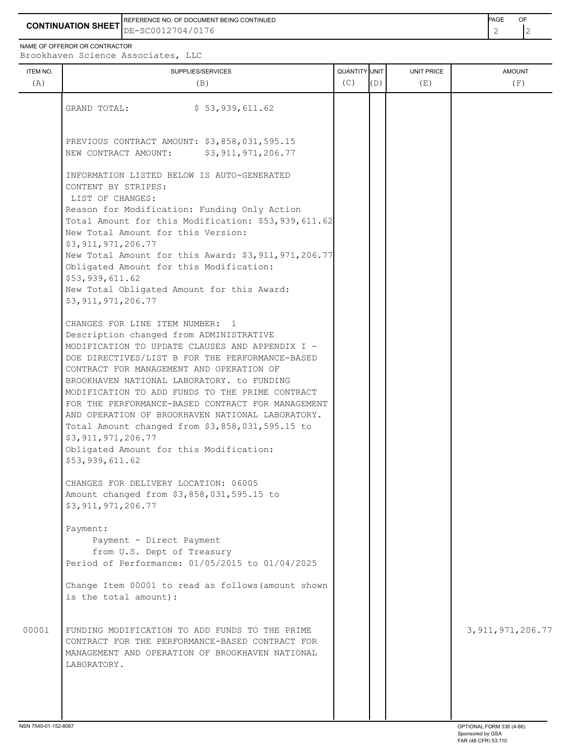**CONTINUATION SHEET**

REFERENCE NO. OF DOCUMENT BEING CONTINUED: DE-SC0012704/0176

NAME OF OFFEROR OR CONTRACTOR: Brookhaven Science Associates, LLC

| ITEM NO. (A) | SUPPLIES/SERVICES (B) | QUANTITY (C) | UNIT (D) | UNIT PRICE (E) | AMOUNT (F) |
|---|---|---|---|---|---|
| | GRAND TOTAL: $ 53,939,611.62 | | | | |
| | PREVIOUS CONTRACT AMOUNT: $3,858,031,595.15<br>NEW CONTRACT AMOUNT: $3,911,971,206.77 | | | | |
| | INFORMATION LISTED BELOW IS AUTO-GENERATED CONTENT BY STRIPES:<br>LIST OF CHANGES:<br>Reason for Modification: Funding Only Action<br>Total Amount for this Modification: $53,939,611.62<br>New Total Amount for this Version: $3,911,971,206.77<br>New Total Amount for this Award: $3,911,971,206.77<br>Obligated Amount for this Modification: $53,939,611.62<br>New Total Obligated Amount for this Award: $3,911,971,206.77 | | | | |
| | CHANGES FOR LINE ITEM NUMBER: 1<br>Description changed from ADMINISTRATIVE MODIFICATION TO UPDATE CLAUSES AND APPENDIX I - DOE DIRECTIVES/LIST B FOR THE PERFORMANCE-BASED CONTRACT FOR MANAGEMENT AND OPERATION OF BROOKHAVEN NATIONAL LABORATORY. to FUNDING MODIFICATION TO ADD FUNDS TO THE PRIME CONTRACT FOR THE PERFORMANCE-BASED CONTRACT FOR MANAGEMENT AND OPERATION OF BROOKHAVEN NATIONAL LABORATORY.<br>Total Amount changed from $3,858,031,595.15 to $3,911,971,206.77<br>Obligated Amount for this Modification: $53,939,611.62 | | | | |
| | CHANGES FOR DELIVERY LOCATION: 06005<br>Amount changed from $3,858,031,595.15 to $3,911,971,206.77 | | | | |
| | Payment:<br>Payment - Direct Payment from U.S. Dept of Treasury<br>Period of Performance: 01/05/2015 to 01/04/2025 | | | | |
| | Change Item 00001 to read as follows(amount shown is the total amount): | | | | |
| 00001 | FUNDING MODIFICATION TO ADD FUNDS TO THE PRIME CONTRACT FOR THE PERFORMANCE-BASED CONTRACT FOR MANAGEMENT AND OPERATION OF BROOKHAVEN NATIONAL LABORATORY. | | | | 3,911,971,206.77 |

NSN 7540-01-152-8067

OPTIONAL FORM 336 (4-86)
Sponsored by GSA
FAR (48 CFR) 53.110